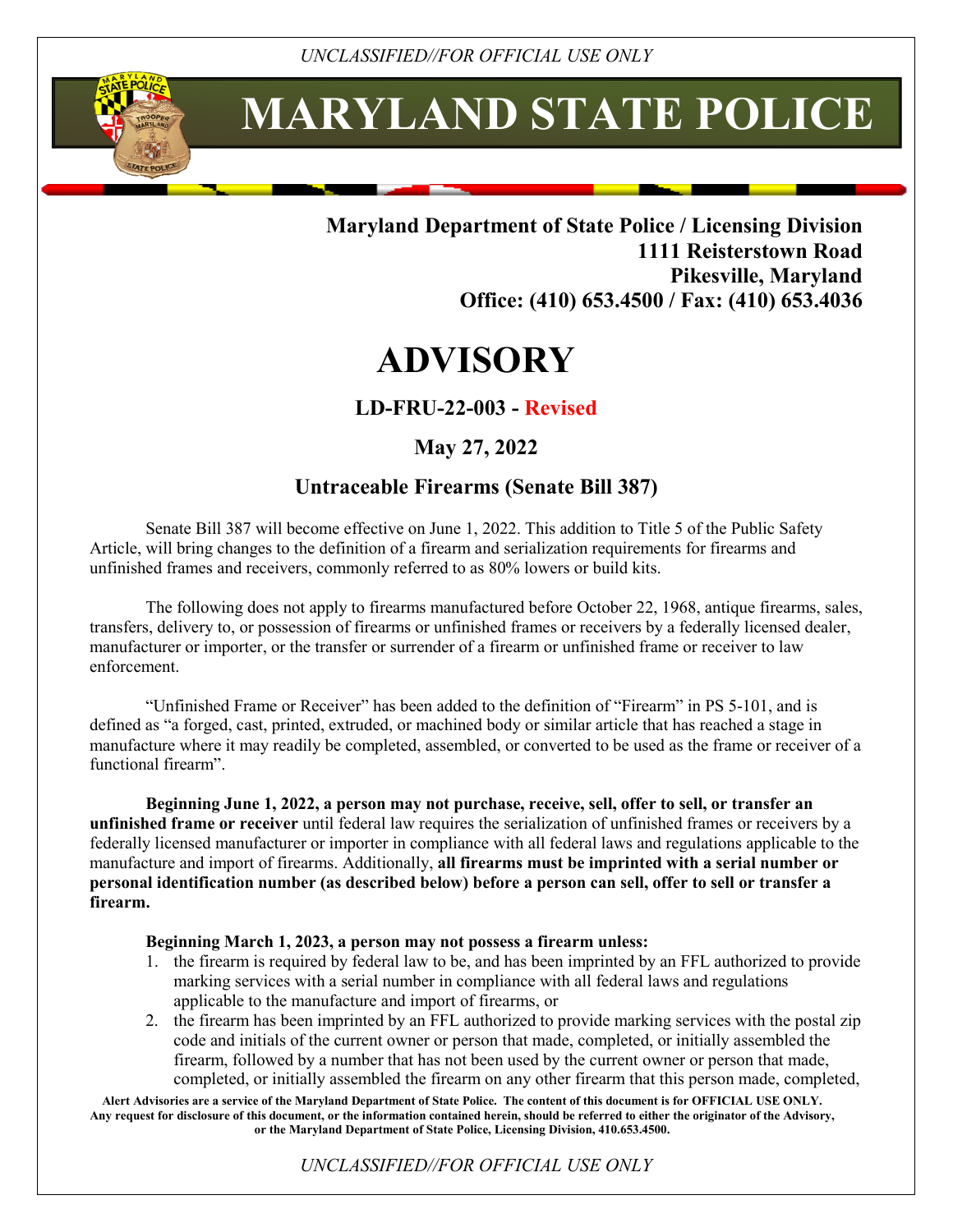# MARYLAND STATE POLICE

**Maryland Department of State Police / Licensing Division**
**1111 Reisterstown Road**
**Pikesville, Maryland**
**Office: (410) 653.4500 / Fax: (410) 653.4036**

# ADVISORY

### LD-FRU-22-003 - Revised

### May 27, 2022

### Untraceable Firearms (Senate Bill 387)

Senate Bill 387 will become effective on June 1, 2022. This addition to Title 5 of the Public Safety Article, will bring changes to the definition of a firearm and serialization requirements for firearms and unfinished frames and receivers, commonly referred to as 80% lowers or build kits.

The following does not apply to firearms manufactured before October 22, 1968, antique firearms, sales, transfers, delivery to, or possession of firearms or unfinished frames or receivers by a federally licensed dealer, manufacturer or importer, or the transfer or surrender of a firearm or unfinished frame or receiver to law enforcement.

"Unfinished Frame or Receiver" has been added to the definition of "Firearm" in PS 5-101, and is defined as "a forged, cast, printed, extruded, or machined body or similar article that has reached a stage in manufacture where it may readily be completed, assembled, or converted to be used as the frame or receiver of a functional firearm".

**Beginning June 1, 2022, a person may not purchase, receive, sell, offer to sell, or transfer an unfinished frame or receiver** until federal law requires the serialization of unfinished frames or receivers by a federally licensed manufacturer or importer in compliance with all federal laws and regulations applicable to the manufacture and import of firearms. Additionally, **all firearms must be imprinted with a serial number or personal identification number (as described below) before a person can sell, offer to sell or transfer a firearm.**

**Beginning March 1, 2023, a person may not possess a firearm unless:**

1. the firearm is required by federal law to be, and has been imprinted by an FFL authorized to provide marking services with a serial number in compliance with all federal laws and regulations applicable to the manufacture and import of firearms, or
2. the firearm has been imprinted by an FFL authorized to provide marking services with the postal zip code and initials of the current owner or person that made, completed, or initially assembled the firearm, followed by a number that has not been used by the current owner or person that made, completed, or initially assembled the firearm on any other firearm that this person made, completed,

Alert Advisories are a service of the Maryland Department of State Police. The content of this document is for OFFICIAL USE ONLY. Any request for disclosure of this document, or the information contained herein, should be referred to either the originator of the Advisory, or the Maryland Department of State Police, Licensing Division, 410.653.4500.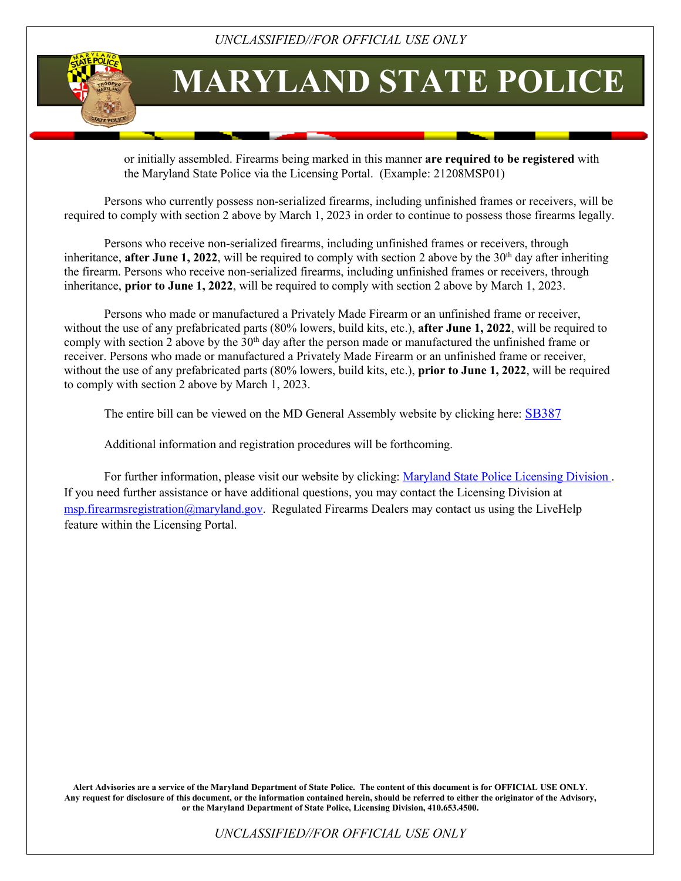or initially assembled. Firearms being marked in this manner **are required to be registered** with the Maryland State Police via the Licensing Portal. (Example: 21208MSP01)

Persons who currently possess non-serialized firearms, including unfinished frames or receivers, will be required to comply with section 2 above by March 1, 2023 in order to continue to possess those firearms legally.

Persons who receive non-serialized firearms, including unfinished frames or receivers, through inheritance, **after June 1, 2022**, will be required to comply with section 2 above by the 30th day after inheriting the firearm. Persons who receive non-serialized firearms, including unfinished frames or receivers, through inheritance, **prior to June 1, 2022**, will be required to comply with section 2 above by March 1, 2023.

Persons who made or manufactured a Privately Made Firearm or an unfinished frame or receiver, without the use of any prefabricated parts (80% lowers, build kits, etc.), **after June 1, 2022**, will be required to comply with section 2 above by the 30th day after the person made or manufactured the unfinished frame or receiver. Persons who made or manufactured a Privately Made Firearm or an unfinished frame or receiver, without the use of any prefabricated parts (80% lowers, build kits, etc.), **prior to June 1, 2022**, will be required to comply with section 2 above by March 1, 2023.

The entire bill can be viewed on the MD General Assembly website by clicking here: SB387

Additional information and registration procedures will be forthcoming.

For further information, please visit our website by clicking: Maryland State Police Licensing Division. If you need further assistance or have additional questions, you may contact the Licensing Division at msp.firearmsregistration@maryland.gov. Regulated Firearms Dealers may contact us using the LiveHelp feature within the Licensing Portal.

**Alert Advisories are a service of the Maryland Department of State Police. The content of this document is for OFFICIAL USE ONLY. Any request for disclosure of this document, or the information contained herein, should be referred to either the originator of the Advisory, or the Maryland Department of State Police, Licensing Division, 410.653.4500.**